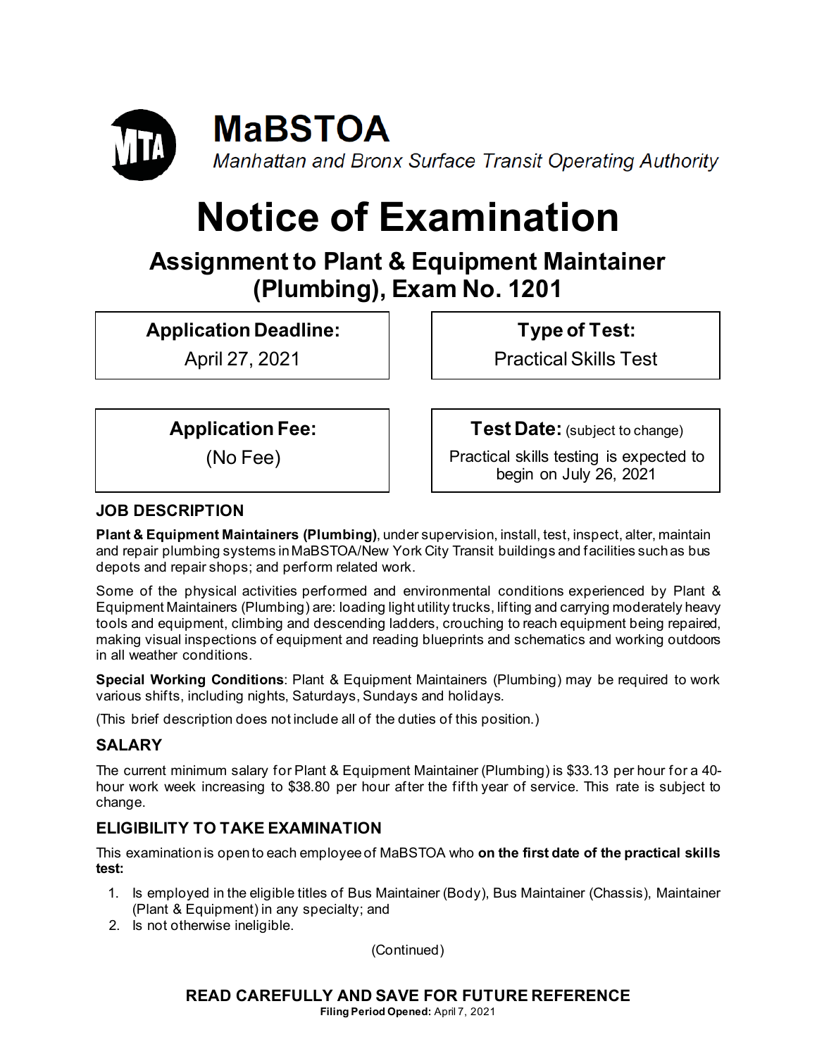# MaBSTOA

*Manhattan and Bronx Surface Transit Operating Authority*

# Notice of Examination

## Assignment to Plant & Equipment Maintainer (Plumbing), Exam No. 1201

| **Application Deadline:** | **Type of Test:** |
| --- | --- |
| April 27, 2021 | Practical Skills Test |

| **Application Fee:** | **Test Date:** (subject to change) |
| --- | --- |
| (No Fee) | Practical skills testing is expected to begin on July 26, 2021 |

### JOB DESCRIPTION

**Plant & Equipment Maintainers (Plumbing)**, under supervision, install, test, inspect, alter, maintain and repair plumbing systems in MaBSTOA/New York City Transit buildings and facilities such as bus depots and repair shops; and perform related work.

Some of the physical activities performed and environmental conditions experienced by Plant & Equipment Maintainers (Plumbing) are: loading light utility trucks, lifting and carrying moderately heavy tools and equipment, climbing and descending ladders, crouching to reach equipment being repaired, making visual inspections of equipment and reading blueprints and schematics and working outdoors in all weather conditions.

**Special Working Conditions**: Plant & Equipment Maintainers (Plumbing) may be required to work various shifts, including nights, Saturdays, Sundays and holidays.

(This brief description does not include all of the duties of this position.)

### SALARY

The current minimum salary for Plant & Equipment Maintainer (Plumbing) is $33.13 per hour for a 40-hour work week increasing to $38.80 per hour after the fifth year of service. This rate is subject to change.

### ELIGIBILITY TO TAKE EXAMINATION

This examination is open to each employee of MaBSTOA who **on the first date of the practical skills test:**

1. Is employed in the eligible titles of Bus Maintainer (Body), Bus Maintainer (Chassis), Maintainer (Plant & Equipment) in any specialty; and
2. Is not otherwise ineligible.

(Continued)

**READ CAREFULLY AND SAVE FOR FUTURE REFERENCE**

**Filing Period Opened:** April 7, 2021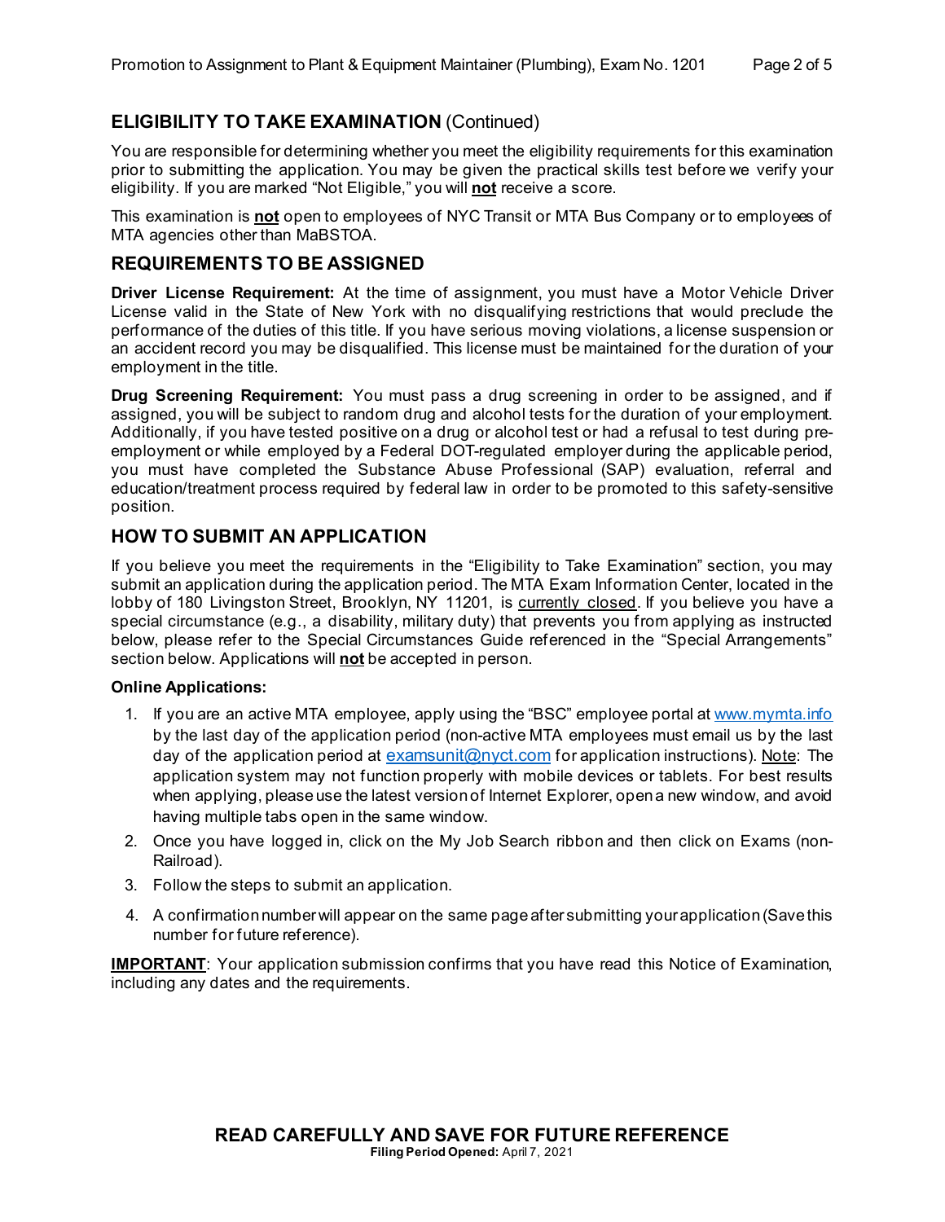## ELIGIBILITY TO TAKE EXAMINATION (Continued)

You are responsible for determining whether you meet the eligibility requirements for this examination prior to submitting the application. You may be given the practical skills test before we verify your eligibility. If you are marked "Not Eligible," you will **not** receive a score.

This examination is **not** open to employees of NYC Transit or MTA Bus Company or to employees of MTA agencies other than MaBSTOA.

## REQUIREMENTS TO BE ASSIGNED

**Driver License Requirement:** At the time of assignment, you must have a Motor Vehicle Driver License valid in the State of New York with no disqualifying restrictions that would preclude the performance of the duties of this title. If you have serious moving violations, a license suspension or an accident record you may be disqualified. This license must be maintained for the duration of your employment in the title.

**Drug Screening Requirement:** You must pass a drug screening in order to be assigned, and if assigned, you will be subject to random drug and alcohol tests for the duration of your employment. Additionally, if you have tested positive on a drug or alcohol test or had a refusal to test during pre-employment or while employed by a Federal DOT-regulated employer during the applicable period, you must have completed the Substance Abuse Professional (SAP) evaluation, referral and education/treatment process required by federal law in order to be promoted to this safety-sensitive position.

## HOW TO SUBMIT AN APPLICATION

If you believe you meet the requirements in the "Eligibility to Take Examination" section, you may submit an application during the application period. The MTA Exam Information Center, located in the lobby of 180 Livingston Street, Brooklyn, NY 11201, is <u>currently closed</u>. If you believe you have a special circumstance (e.g., a disability, military duty) that prevents you from applying as instructed below, please refer to the Special Circumstances Guide referenced in the "Special Arrangements" section below. Applications will **not** be accepted in person.

**Online Applications:**

1. If you are an active MTA employee, apply using the "BSC" employee portal at www.mymta.info by the last day of the application period (non-active MTA employees must email us by the last day of the application period at examsunit@nyct.com for application instructions). <u>Note</u>: The application system may not function properly with mobile devices or tablets. For best results when applying, please use the latest version of Internet Explorer, open a new window, and avoid having multiple tabs open in the same window.
2. Once you have logged in, click on the My Job Search ribbon and then click on Exams (non-Railroad).
3. Follow the steps to submit an application.
4. A confirmation number will appear on the same page after submitting your application (Save this number for future reference).

**<u>IMPORTANT</u>**: Your application submission confirms that you have read this Notice of Examination, including any dates and the requirements.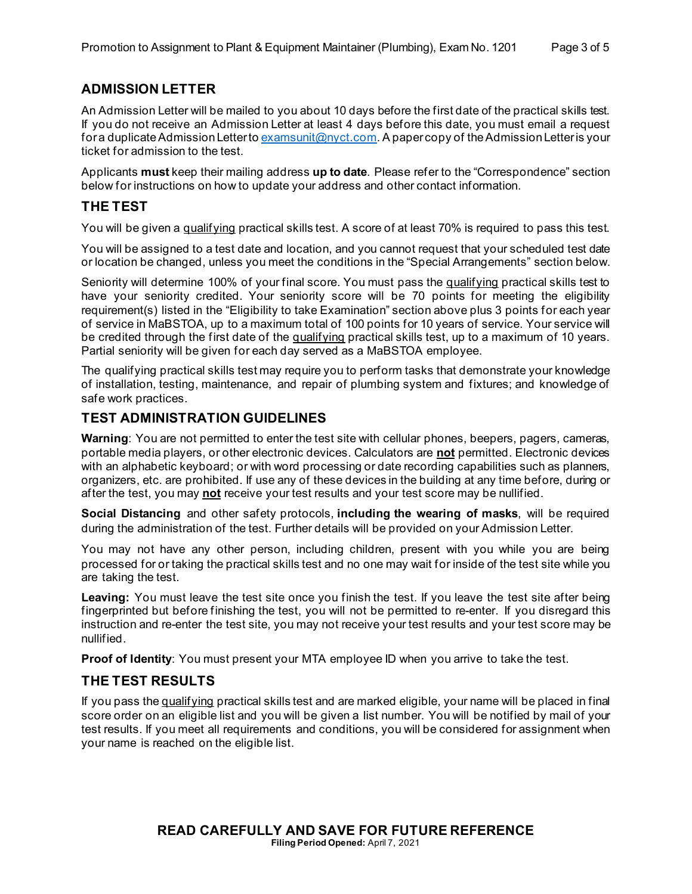## ADMISSION LETTER

An Admission Letter will be mailed to you about 10 days before the first date of the practical skills test. If you do not receive an Admission Letter at least 4 days before this date, you must email a request for a duplicate Admission Letter to examsunit@nyct.com. A paper copy of the Admission Letter is your ticket for admission to the test.

Applicants **must** keep their mailing address **up to date**. Please refer to the "Correspondence" section below for instructions on how to update your address and other contact information.

## THE TEST

You will be given a qualifying practical skills test. A score of at least 70% is required to pass this test.

You will be assigned to a test date and location, and you cannot request that your scheduled test date or location be changed, unless you meet the conditions in the "Special Arrangements" section below.

Seniority will determine 100% of your final score. You must pass the qualifying practical skills test to have your seniority credited. Your seniority score will be 70 points for meeting the eligibility requirement(s) listed in the "Eligibility to take Examination" section above plus 3 points for each year of service in MaBSTOA, up to a maximum total of 100 points for 10 years of service. Your service will be credited through the first date of the qualifying practical skills test, up to a maximum of 10 years. Partial seniority will be given for each day served as a MaBSTOA employee.

The qualifying practical skills test may require you to perform tasks that demonstrate your knowledge of installation, testing, maintenance, and repair of plumbing system and fixtures; and knowledge of safe work practices.

## TEST ADMINISTRATION GUIDELINES

**Warning**: You are not permitted to enter the test site with cellular phones, beepers, pagers, cameras, portable media players, or other electronic devices. Calculators are **not** permitted. Electronic devices with an alphabetic keyboard; or with word processing or date recording capabilities such as planners, organizers, etc. are prohibited. If use any of these devices in the building at any time before, during or after the test, you may **not** receive your test results and your test score may be nullified.

**Social Distancing** and other safety protocols, **including the wearing of masks**, will be required during the administration of the test. Further details will be provided on your Admission Letter.

You may not have any other person, including children, present with you while you are being processed for or taking the practical skills test and no one may wait for inside of the test site while you are taking the test.

**Leaving:** You must leave the test site once you finish the test. If you leave the test site after being fingerprinted but before finishing the test, you will not be permitted to re-enter. If you disregard this instruction and re-enter the test site, you may not receive your test results and your test score may be nullified.

**Proof of Identity**: You must present your MTA employee ID when you arrive to take the test.

## THE TEST RESULTS

If you pass the qualifying practical skills test and are marked eligible, your name will be placed in final score order on an eligible list and you will be given a list number. You will be notified by mail of your test results. If you meet all requirements and conditions, you will be considered for assignment when your name is reached on the eligible list.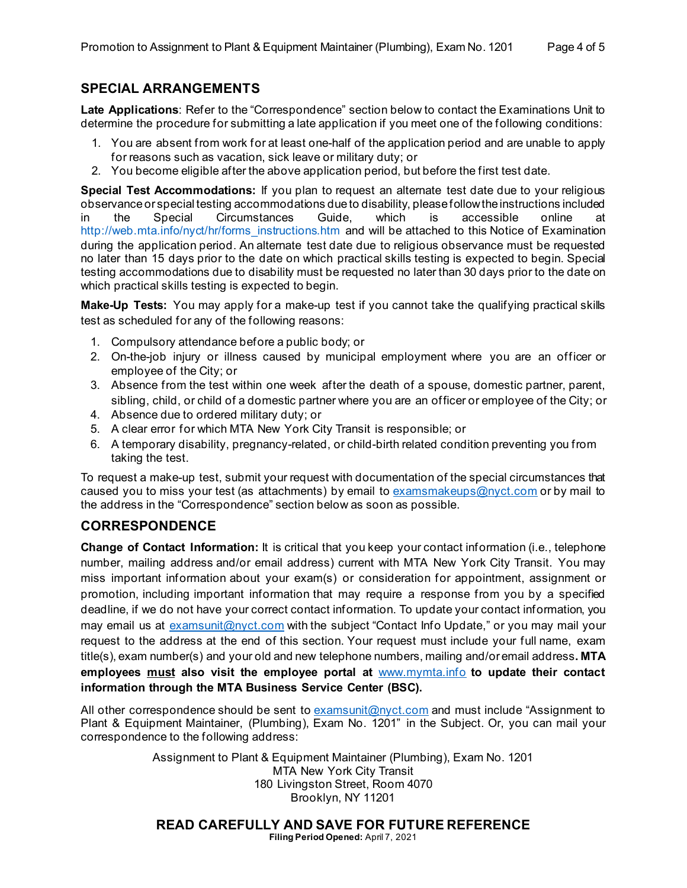## SPECIAL ARRANGEMENTS

**Late Applications**: Refer to the "Correspondence" section below to contact the Examinations Unit to determine the procedure for submitting a late application if you meet one of the following conditions:

1. You are absent from work for at least one-half of the application period and are unable to apply for reasons such as vacation, sick leave or military duty; or
2. You become eligible after the above application period, but before the first test date.

**Special Test Accommodations:** If you plan to request an alternate test date due to your religious observance or special testing accommodations due to disability, please follow the instructions included in the Special Circumstances Guide, which is accessible online at http://web.mta.info/nyct/hr/forms_instructions.htm and will be attached to this Notice of Examination during the application period. An alternate test date due to religious observance must be requested no later than 15 days prior to the date on which practical skills testing is expected to begin. Special testing accommodations due to disability must be requested no later than 30 days prior to the date on which practical skills testing is expected to begin.

**Make-Up Tests:** You may apply for a make-up test if you cannot take the qualifying practical skills test as scheduled for any of the following reasons:

1. Compulsory attendance before a public body; or
2. On-the-job injury or illness caused by municipal employment where you are an officer or employee of the City; or
3. Absence from the test within one week after the death of a spouse, domestic partner, parent, sibling, child, or child of a domestic partner where you are an officer or employee of the City; or
4. Absence due to ordered military duty; or
5. A clear error for which MTA New York City Transit is responsible; or
6. A temporary disability, pregnancy-related, or child-birth related condition preventing you from taking the test.

To request a make-up test, submit your request with documentation of the special circumstances that caused you to miss your test (as attachments) by email to examsmakeups@nyct.com or by mail to the address in the "Correspondence" section below as soon as possible.

## CORRESPONDENCE

**Change of Contact Information:** It is critical that you keep your contact information (i.e., telephone number, mailing address and/or email address) current with MTA New York City Transit. You may miss important information about your exam(s) or consideration for appointment, assignment or promotion, including important information that may require a response from you by a specified deadline, if we do not have your correct contact information. To update your contact information, you may email us at examsunit@nyct.com with the subject "Contact Info Update," or you may mail your request to the address at the end of this section. Your request must include your full name, exam title(s), exam number(s) and your old and new telephone numbers, mailing and/or email address**. MTA employees <u>must</u> also visit the employee portal at www.mymta.info to update their contact information through the MTA Business Service Center (BSC).**

All other correspondence should be sent to examsunit@nyct.com and must include "Assignment to Plant & Equipment Maintainer, (Plumbing), Exam No. 1201" in the Subject. Or, you can mail your correspondence to the following address:

Assignment to Plant & Equipment Maintainer (Plumbing), Exam No. 1201
MTA New York City Transit
180 Livingston Street, Room 4070
Brooklyn, NY 11201

**READ CAREFULLY AND SAVE FOR FUTURE REFERENCE**

**Filing Period Opened:** April 7, 2021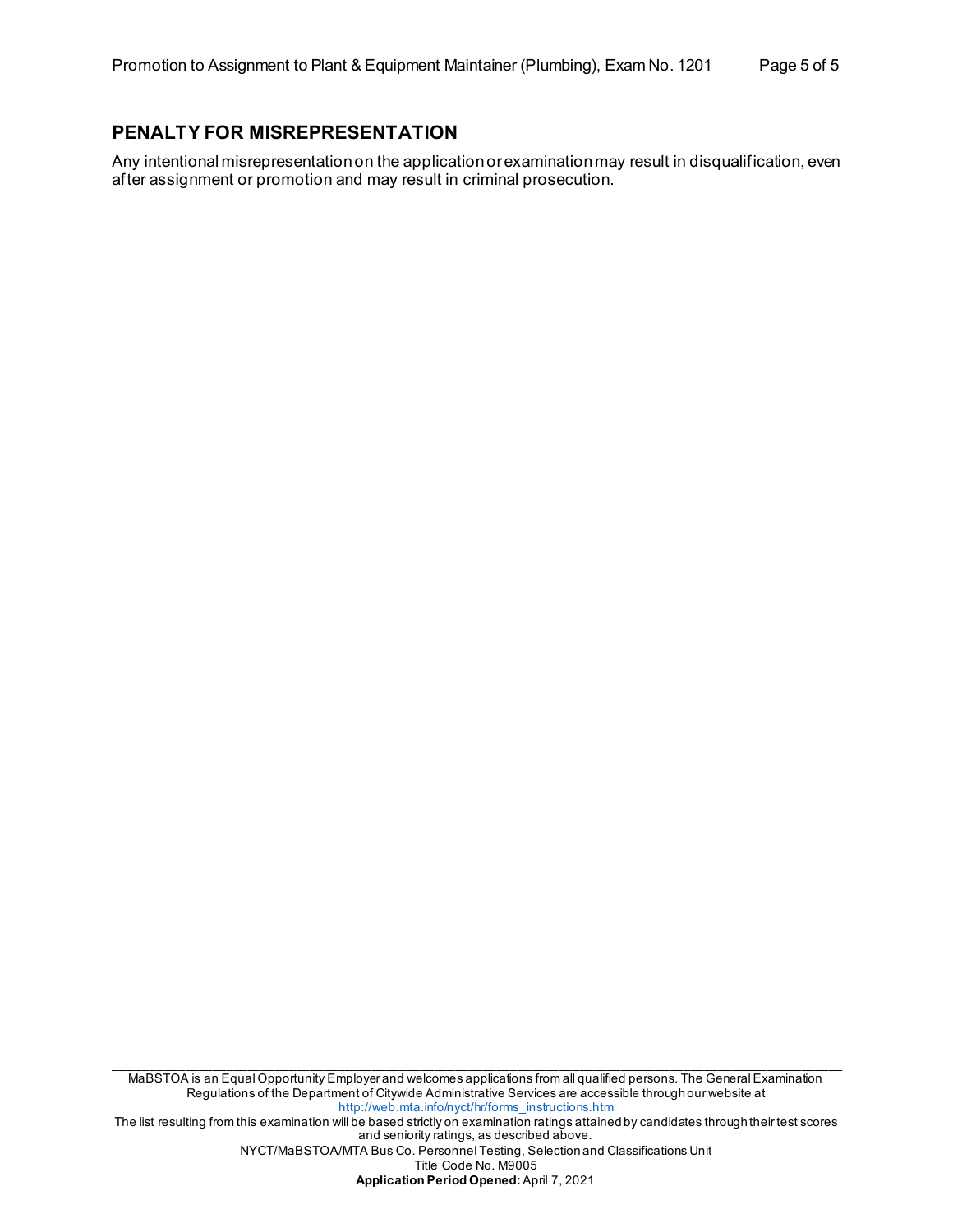## PENALTY FOR MISREPRESENTATION

Any intentional misrepresentation on the application or examination may result in disqualification, even after assignment or promotion and may result in criminal prosecution.

---

MaBSTOA is an Equal Opportunity Employer and welcomes applications from all qualified persons. The General Examination Regulations of the Department of Citywide Administrative Services are accessible through our website at http://web.mta.info/nyct/hr/forms_instructions.htm

The list resulting from this examination will be based strictly on examination ratings attained by candidates through their test scores and seniority ratings, as described above.

NYCT/MaBSTOA/MTA Bus Co. Personnel Testing, Selection and Classifications Unit

Title Code No. M9005

**Application Period Opened:** April 7, 2021